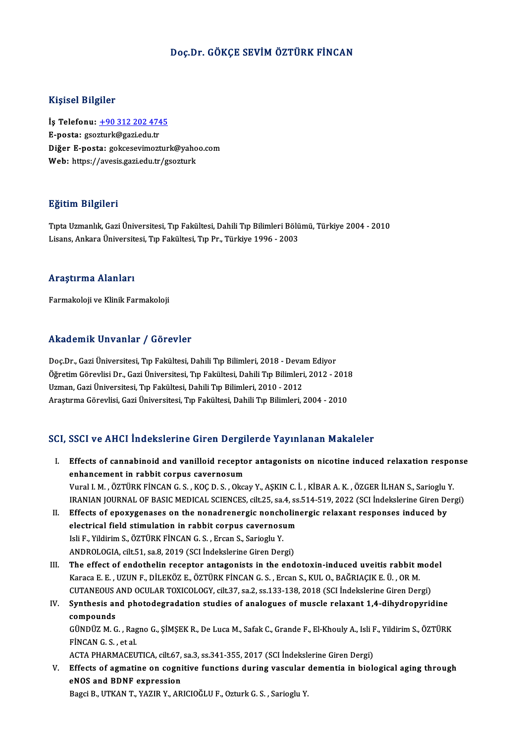# Doç.Dr. GÖKÇE SEVİM ÖZTÜRK FİNCAN

## Kişisel Bilgiler

**İş Telefonu:** +90 312 202 4745
**E-posta:** gsozturk@gazi.edu.tr
**Diğer E-posta:** gokcesevimozturk@yahoo.com
**Web:** https://avesis.gazi.edu.tr/gsozturk

## Eğitim Bilgileri

Tıpta Uzmanlık, Gazi Üniversitesi, Tıp Fakültesi, Dahili Tıp Bilimleri Bölümü, Türkiye 2004 - 2010
Lisans, Ankara Üniversitesi, Tıp Fakültesi, Tıp Pr., Türkiye 1996 - 2003

## Araştırma Alanları

Farmakoloji ve Klinik Farmakoloji

## Akademik Unvanlar / Görevler

Doç.Dr., Gazi Üniversitesi, Tıp Fakültesi, Dahili Tıp Bilimleri, 2018 - Devam Ediyor
Öğretim Görevlisi Dr., Gazi Üniversitesi, Tıp Fakültesi, Dahili Tıp Bilimleri, 2012 - 2018
Uzman, Gazi Üniversitesi, Tıp Fakültesi, Dahili Tıp Bilimleri, 2010 - 2012
Araştırma Görevlisi, Gazi Üniversitesi, Tıp Fakültesi, Dahili Tıp Bilimleri, 2004 - 2010

## SCI, SSCI ve AHCI İndekslerine Giren Dergilerde Yayınlanan Makaleler

I. **Effects of cannabinoid and vanilloid receptor antagonists on nicotine induced relaxation response enhancement in rabbit corpus cavernosum**
Vural I. M. , ÖZTÜRK FİNCAN G. S. , KOÇ D. S. , Okcay Y., AŞKIN C. İ. , KİBAR A. K. , ÖZGER İLHAN S., Sarioglu Y.
IRANIAN JOURNAL OF BASIC MEDICAL SCIENCES, cilt.25, sa.4, ss.514-519, 2022 (SCI İndekslerine Giren Dergi)

II. **Effects of epoxygenases on the nonadrenergic noncholinergic relaxant responses induced by electrical field stimulation in rabbit corpus cavernosum**
Isli F., Yildirim S., ÖZTÜRK FİNCAN G. S. , Ercan S., Sarioglu Y.
ANDROLOGIA, cilt.51, sa.8, 2019 (SCI İndekslerine Giren Dergi)

III. **The effect of endothelin receptor antagonists in the endotoxin-induced uveitis rabbit model**
Karaca E. E. , UZUN F., DİLEKÖZ E., ÖZTÜRK FİNCAN G. S. , Ercan S., KUL O., BAĞRIAÇIK E. Ü. , OR M.
CUTANEOUS AND OCULAR TOXICOLOGY, cilt.37, sa.2, ss.133-138, 2018 (SCI İndekslerine Giren Dergi)

IV. **Synthesis and photodegradation studies of analogues of muscle relaxant 1,4-dihydropyridine compounds**
GÜNDÜZ M. G. , Ragno G., ŞİMŞEK R., De Luca M., Safak C., Grande F., El-Khouly A., Isli F., Yildirim S., ÖZTÜRK FİNCAN G. S. , et al.
ACTA PHARMACEUTICA, cilt.67, sa.3, ss.341-355, 2017 (SCI İndekslerine Giren Dergi)

V. **Effects of agmatine on cognitive functions during vascular dementia in biological aging through eNOS and BDNF expression**
Bagci B., UTKAN T., YAZIR Y., ARICIOĞLU F., Ozturk G. S. , Sarioglu Y.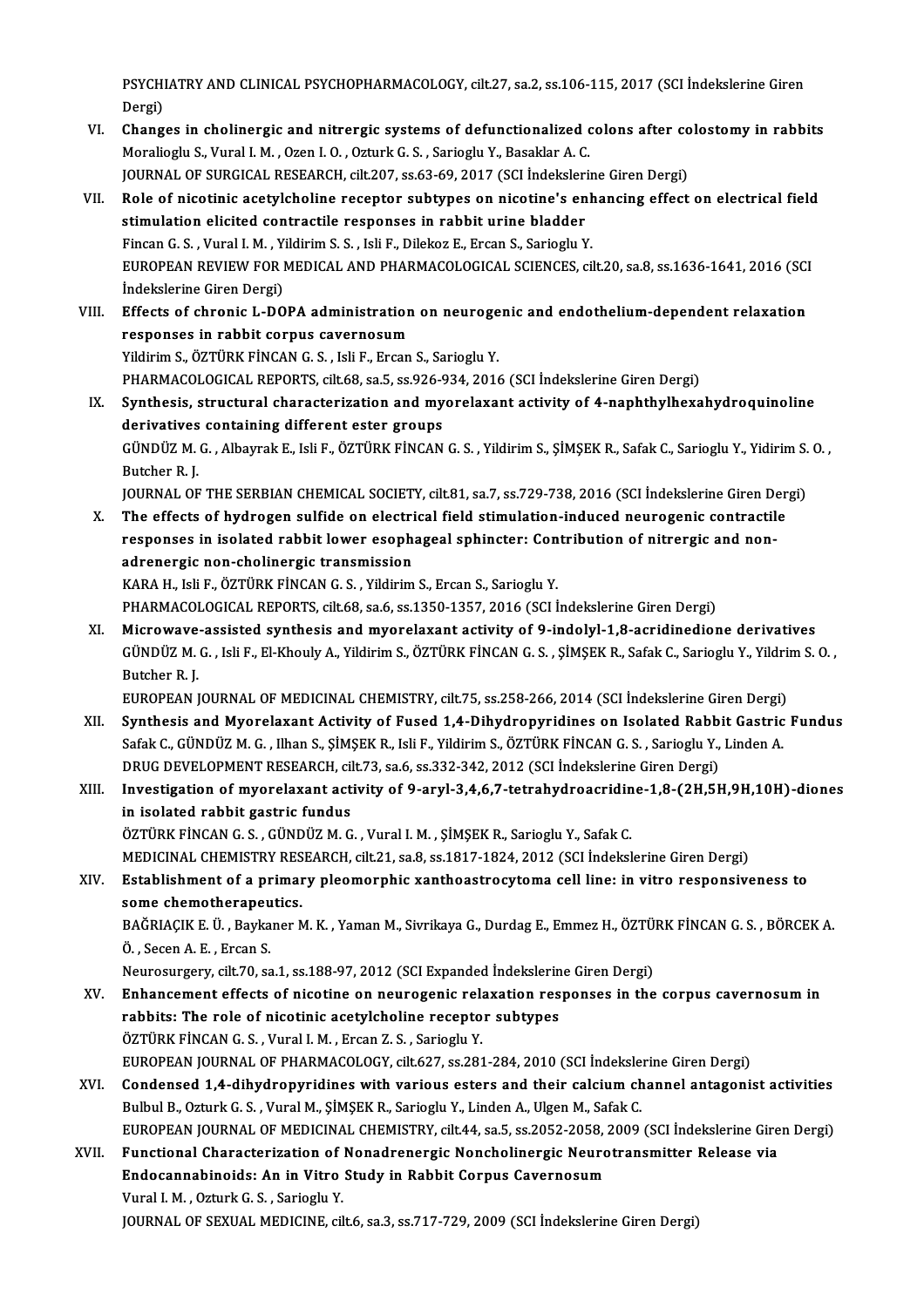PSYCHIATRY AND CLINICAL PSYCHOPHARMACOLOGY, cilt.27, sa.2, ss.106-115, 2017 (SCI İndekslerine Giren Dergi)

VI. **Changes in cholinergic and nitrergic systems of defunctionalized colons after colostomy in rabbits**
Moralioglu S., Vural I. M. , Ozen I. O. , Ozturk G. S. , Sarioglu Y., Basaklar A. C.
JOURNAL OF SURGICAL RESEARCH, cilt.207, ss.63-69, 2017 (SCI İndekslerine Giren Dergi)

VII. **Role of nicotinic acetylcholine receptor subtypes on nicotine's enhancing effect on electrical field stimulation elicited contractile responses in rabbit urine bladder**
Fincan G. S. , Vural I. M. , Yildirim S. S. , Isli F., Dilekoz E., Ercan S., Sarioglu Y.
EUROPEAN REVIEW FOR MEDICAL AND PHARMACOLOGICAL SCIENCES, cilt.20, sa.8, ss.1636-1641, 2016 (SCI İndekslerine Giren Dergi)

VIII. **Effects of chronic L-DOPA administration on neurogenic and endothelium-dependent relaxation responses in rabbit corpus cavernosum**
Yildirim S., ÖZTÜRK FİNCAN G. S. , Isli F., Ercan S., Sarioglu Y.
PHARMACOLOGICAL REPORTS, cilt.68, sa.5, ss.926-934, 2016 (SCI İndekslerine Giren Dergi)

IX. **Synthesis, structural characterization and myorelaxant activity of 4-naphthylhexahydroquinoline derivatives containing different ester groups**
GÜNDÜZ M. G. , Albayrak E., Isli F., ÖZTÜRK FİNCAN G. S. , Yildirim S., ŞİMŞEK R., Safak C., Sarioglu Y., Yidirim S. O. , Butcher R. J.
JOURNAL OF THE SERBIAN CHEMICAL SOCIETY, cilt.81, sa.7, ss.729-738, 2016 (SCI İndekslerine Giren Dergi)

X. **The effects of hydrogen sulfide on electrical field stimulation-induced neurogenic contractile responses in isolated rabbit lower esophageal sphincter: Contribution of nitrergic and non-adrenergic non-cholinergic transmission**
KARA H., Isli F., ÖZTÜRK FİNCAN G. S. , Yildirim S., Ercan S., Sarioglu Y.
PHARMACOLOGICAL REPORTS, cilt.68, sa.6, ss.1350-1357, 2016 (SCI İndekslerine Giren Dergi)

XI. **Microwave-assisted synthesis and myorelaxant activity of 9-indolyl-1,8-acridinedione derivatives**
GÜNDÜZ M. G. , Isli F., El-Khouly A., Yildirim S., ÖZTÜRK FİNCAN G. S. , ŞİMŞEK R., Safak C., Sarioglu Y., Yildrim S. O. , Butcher R. J.
EUROPEAN JOURNAL OF MEDICINAL CHEMISTRY, cilt.75, ss.258-266, 2014 (SCI İndekslerine Giren Dergi)

XII. **Synthesis and Myorelaxant Activity of Fused 1,4-Dihydropyridines on Isolated Rabbit Gastric Fundus**
Safak C., GÜNDÜZ M. G. , Ilhan S., ŞİMŞEK R., Isli F., Yildirim S., ÖZTÜRK FİNCAN G. S. , Sarioglu Y., Linden A.
DRUG DEVELOPMENT RESEARCH, cilt.73, sa.6, ss.332-342, 2012 (SCI İndekslerine Giren Dergi)

XIII. **Investigation of myorelaxant activity of 9-aryl-3,4,6,7-tetrahydroacridine-1,8-(2H,5H,9H,10H)-diones in isolated rabbit gastric fundus**
ÖZTÜRK FİNCAN G. S. , GÜNDÜZ M. G. , Vural I. M. , ŞİMŞEK R., Sarioglu Y., Safak C.
MEDICINAL CHEMISTRY RESEARCH, cilt.21, sa.8, ss.1817-1824, 2012 (SCI İndekslerine Giren Dergi)

XIV. **Establishment of a primary pleomorphic xanthoastrocytoma cell line: in vitro responsiveness to some chemotherapeutics.**
BAĞRIAÇIK E. Ü. , Baykaner M. K. , Yaman M., Sivrikaya G., Durdag E., Emmez H., ÖZTÜRK FİNCAN G. S. , BÖRCEK A. Ö. , Secen A. E. , Ercan S.
Neurosurgery, cilt.70, sa.1, ss.188-97, 2012 (SCI Expanded İndekslerine Giren Dergi)

XV. **Enhancement effects of nicotine on neurogenic relaxation responses in the corpus cavernosum in rabbits: The role of nicotinic acetylcholine receptor subtypes**
ÖZTÜRK FİNCAN G. S. , Vural I. M. , Ercan Z. S. , Sarioglu Y.
EUROPEAN JOURNAL OF PHARMACOLOGY, cilt.627, ss.281-284, 2010 (SCI İndekslerine Giren Dergi)

XVI. **Condensed 1,4-dihydropyridines with various esters and their calcium channel antagonist activities**
Bulbul B., Ozturk G. S. , Vural M., ŞİMŞEK R., Sarioglu Y., Linden A., Ulgen M., Safak C.
EUROPEAN JOURNAL OF MEDICINAL CHEMISTRY, cilt.44, sa.5, ss.2052-2058, 2009 (SCI İndekslerine Giren Dergi)

XVII. **Functional Characterization of Nonadrenergic Noncholinergic Neurotransmitter Release via Endocannabinoids: An in Vitro Study in Rabbit Corpus Cavernosum**
Vural I. M. , Ozturk G. S. , Sarioglu Y.
JOURNAL OF SEXUAL MEDICINE, cilt.6, sa.3, ss.717-729, 2009 (SCI İndekslerine Giren Dergi)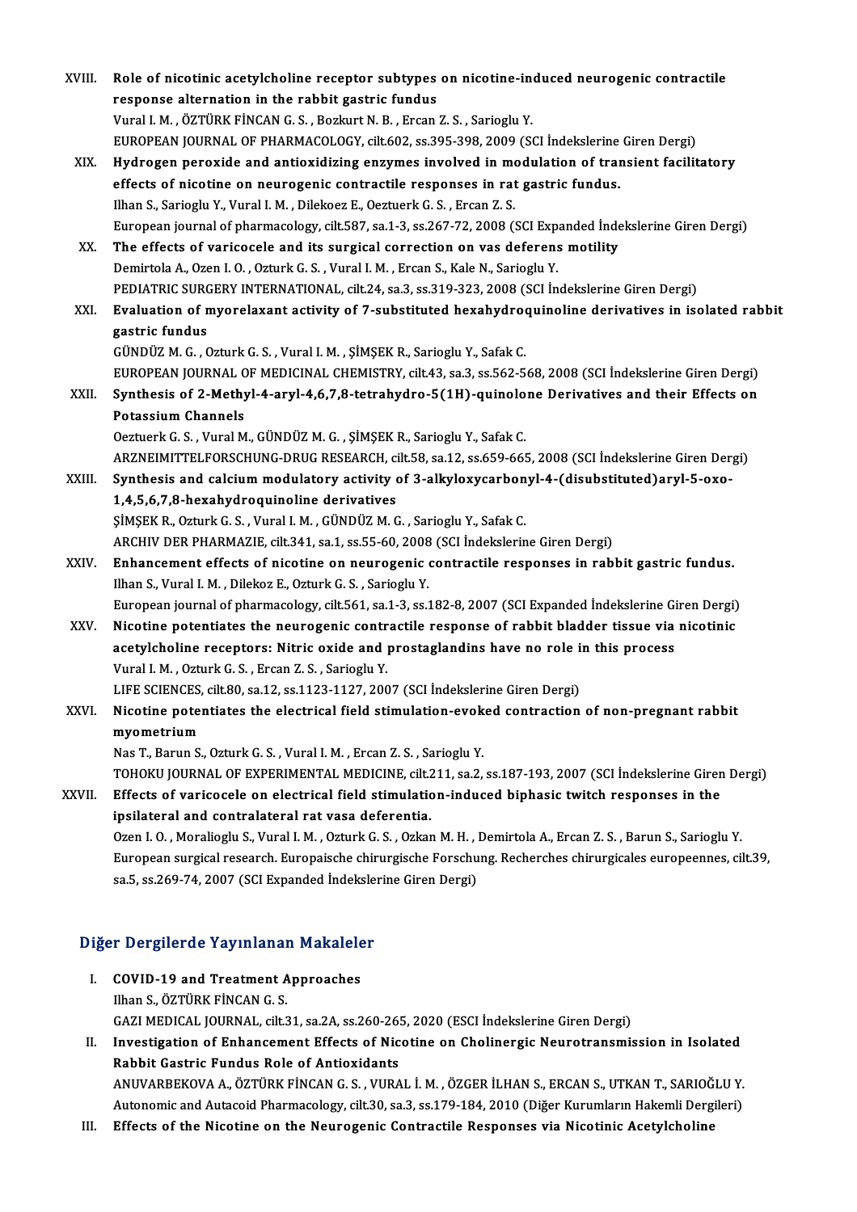XVIII. **Role of nicotinic acetylcholine receptor subtypes on nicotine-induced neurogenic contractile response alternation in the rabbit gastric fundus**
Vural I. M. , ÖZTÜRK FİNCAN G. S. , Bozkurt N. B. , Ercan Z. S. , Sarioglu Y.
EUROPEAN JOURNAL OF PHARMACOLOGY, cilt.602, ss.395-398, 2009 (SCI İndekslerine Giren Dergi)

XIX. **Hydrogen peroxide and antioxidizing enzymes involved in modulation of transient facilitatory effects of nicotine on neurogenic contractile responses in rat gastric fundus.**
Ilhan S., Sarioglu Y., Vural I. M. , Dilekoez E., Oeztuerk G. S. , Ercan Z. S.
European journal of pharmacology, cilt.587, sa.1-3, ss.267-72, 2008 (SCI Expanded İndekslerine Giren Dergi)

XX. **The effects of varicocele and its surgical correction on vas deferens motility**
Demirtola A., Ozen I. O. , Ozturk G. S. , Vural I. M. , Ercan S., Kale N., Sarioglu Y.
PEDIATRIC SURGERY INTERNATIONAL, cilt.24, sa.3, ss.319-323, 2008 (SCI İndekslerine Giren Dergi)

XXI. **Evaluation of myorelaxant activity of 7-substituted hexahydroquinoline derivatives in isolated rabbit gastric fundus**
GÜNDÜZ M. G. , Ozturk G. S. , Vural I. M. , ŞİMŞEK R., Sarioglu Y., Safak C.
EUROPEAN JOURNAL OF MEDICINAL CHEMISTRY, cilt.43, sa.3, ss.562-568, 2008 (SCI İndekslerine Giren Dergi)

XXII. **Synthesis of 2-Methyl-4-aryl-4,6,7,8-tetrahydro-5(1H)-quinolone Derivatives and their Effects on Potassium Channels**
Oeztuerk G. S. , Vural M., GÜNDÜZ M. G. , ŞİMŞEK R., Sarioglu Y., Safak C.
ARZNEIMITTELFORSCHUNG-DRUG RESEARCH, cilt.58, sa.12, ss.659-665, 2008 (SCI İndekslerine Giren Dergi)

XXIII. **Synthesis and calcium modulatory activity of 3-alkyloxycarbonyl-4-(disubstituted)aryl-5-oxo-1,4,5,6,7,8-hexahydroquinoline derivatives**
ŞİMŞEK R., Ozturk G. S. , Vural I. M. , GÜNDÜZ M. G. , Sarioglu Y., Safak C.
ARCHIV DER PHARMAZIE, cilt.341, sa.1, ss.55-60, 2008 (SCI İndekslerine Giren Dergi)

XXIV. **Enhancement effects of nicotine on neurogenic contractile responses in rabbit gastric fundus.**
Ilhan S., Vural I. M. , Dilekoz E., Ozturk G. S. , Sarioglu Y.
European journal of pharmacology, cilt.561, sa.1-3, ss.182-8, 2007 (SCI Expanded İndekslerine Giren Dergi)

XXV. **Nicotine potentiates the neurogenic contractile response of rabbit bladder tissue via nicotinic acetylcholine receptors: Nitric oxide and prostaglandins have no role in this process**
Vural I. M. , Ozturk G. S. , Ercan Z. S. , Sarioglu Y.
LIFE SCIENCES, cilt.80, sa.12, ss.1123-1127, 2007 (SCI İndekslerine Giren Dergi)

XXVI. **Nicotine potentiates the electrical field stimulation-evoked contraction of non-pregnant rabbit myometrium**
Nas T., Barun S., Ozturk G. S. , Vural I. M. , Ercan Z. S. , Sarioglu Y.
TOHOKU JOURNAL OF EXPERIMENTAL MEDICINE, cilt.211, sa.2, ss.187-193, 2007 (SCI İndekslerine Giren Dergi)

XXVII. **Effects of varicocele on electrical field stimulation-induced biphasic twitch responses in the ipsilateral and contralateral rat vasa deferentia.**
Ozen I. O. , Moralioglu S., Vural I. M. , Ozturk G. S. , Ozkan M. H. , Demirtola A., Ercan Z. S. , Barun S., Sarioglu Y.
European surgical research. Europaische chirurgische Forschung. Recherches chirurgicales europeennes, cilt.39, sa.5, ss.269-74, 2007 (SCI Expanded İndekslerine Giren Dergi)

## Diğer Dergilerde Yayınlanan Makaleler

I. **COVID-19 and Treatment Approaches**
Ilhan S., ÖZTÜRK FİNCAN G. S.
GAZI MEDICAL JOURNAL, cilt.31, sa.2A, ss.260-265, 2020 (ESCI İndekslerine Giren Dergi)

II. **Investigation of Enhancement Effects of Nicotine on Cholinergic Neurotransmission in Isolated Rabbit Gastric Fundus Role of Antioxidants**
ANUVARBEKOVA A., ÖZTÜRK FİNCAN G. S. , VURAL İ. M. , ÖZGER İLHAN S., ERCAN S., UTKAN T., SARIOĞLU Y.
Autonomic and Autacoid Pharmacology, cilt.30, sa.3, ss.179-184, 2010 (Diğer Kurumların Hakemli Dergileri)

III. **Effects of the Nicotine on the Neurogenic Contractile Responses via Nicotinic Acetylcholine**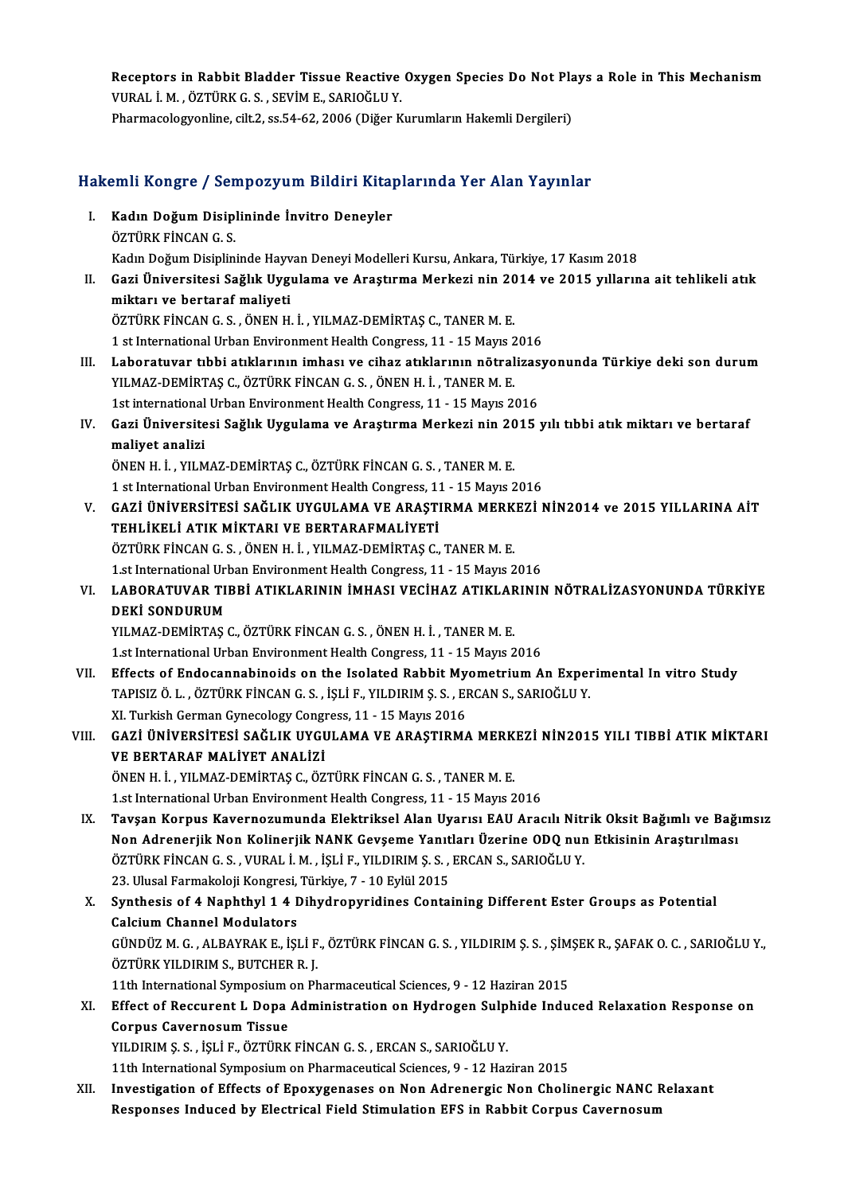Receptors in Rabbit Bladder Tissue Reactive Oxygen Species Do Not Plays a Role in This Mechanism
VURAL İ. M. , ÖZTÜRK G. S. , SEVİM E., SARIOĞLU Y.
Pharmacologyonline, cilt.2, ss.54-62, 2006 (Diğer Kurumların Hakemli Dergileri)

## Hakemli Kongre / Sempozyum Bildiri Kitaplarında Yer Alan Yayınlar

I. **Kadın Doğum Disiplininde İnvitro Deneyler**
ÖZTÜRK FİNCAN G. S.
Kadın Doğum Disiplininde Hayvan Deneyi Modelleri Kursu, Ankara, Türkiye, 17 Kasım 2018

II. **Gazi Üniversitesi Sağlık Uygulama ve Araştırma Merkezi nin 2014 ve 2015 yıllarına ait tehlikeli atık miktarı ve bertaraf maliyeti**
ÖZTÜRK FİNCAN G. S. , ÖNEN H. İ. , YILMAZ-DEMİRTAŞ C., TANER M. E.
1 st International Urban Environment Health Congress, 11 - 15 Mayıs 2016

III. **Laboratuvar tıbbi atıklarının imhası ve cihaz atıklarının nötralizasyonunda Türkiye deki son durum**
YILMAZ-DEMİRTAŞ C., ÖZTÜRK FİNCAN G. S. , ÖNEN H. İ. , TANER M. E.
1st international Urban Environment Health Congress, 11 - 15 Mayıs 2016

IV. **Gazi Üniversitesi Sağlık Uygulama ve Araştırma Merkezi nin 2015 yılı tıbbi atık miktarı ve bertaraf maliyet analizi**
ÖNEN H. İ. , YILMAZ-DEMİRTAŞ C., ÖZTÜRK FİNCAN G. S. , TANER M. E.
1 st International Urban Environment Health Congress, 11 - 15 Mayıs 2016

V. **GAZİ ÜNİVERSİTESİ SAĞLIK UYGULAMA VE ARAŞTIRMA MERKEZİ NİN2014 ve 2015 YILLARINA AİT TEHLİKELİ ATIK MİKTARI VE BERTARAFMALİYETİ**
ÖZTÜRK FİNCAN G. S. , ÖNEN H. İ. , YILMAZ-DEMİRTAŞ C., TANER M. E.
1.st International Urban Environment Health Congress, 11 - 15 Mayıs 2016

VI. **LABORATUVAR TIBBİ ATIKLARININ İMHASI VECİHAZ ATIKLARININ NÖTRALİZASYONUNDA TÜRKİYE DEKİ SONDURUM**
YILMAZ-DEMİRTAŞ C., ÖZTÜRK FİNCAN G. S. , ÖNEN H. İ. , TANER M. E.
1.st International Urban Environment Health Congress, 11 - 15 Mayıs 2016

VII. **Effects of Endocannabinoids on the Isolated Rabbit Myometrium An Experimental In vitro Study**
TAPISIZ Ö. L. , ÖZTÜRK FİNCAN G. S. , İŞLİ F., YILDIRIM Ş. S. , ERCAN S., SARIOĞLU Y.
XI. Turkish German Gynecology Congress, 11 - 15 Mayıs 2016

VIII. **GAZİ ÜNİVERSİTESİ SAĞLIK UYGULAMA VE ARAŞTIRMA MERKEZİ NİN2015 YILI TIBBİ ATIK MİKTARI VE BERTARAF MALİYET ANALİZİ**
ÖNEN H. İ. , YILMAZ-DEMİRTAŞ C., ÖZTÜRK FİNCAN G. S. , TANER M. E.
1.st International Urban Environment Health Congress, 11 - 15 Mayıs 2016

IX. **Tavşan Korpus Kavernozumunda Elektriksel Alan Uyarısı EAU Aracılı Nitrik Oksit Bağımlı ve Bağımsız Non Adrenerjik Non Kolinerjik NANK Gevşeme Yanıtları Üzerine ODQ nun Etkisinin Araştırılması**
ÖZTÜRK FİNCAN G. S. , VURAL İ. M. , İŞLİ F., YILDIRIM Ş. S. , ERCAN S., SARIOĞLU Y.
23. Ulusal Farmakoloji Kongresi, Türkiye, 7 - 10 Eylül 2015

X. **Synthesis of 4 Naphthyl 1 4 Dihydropyridines Containing Different Ester Groups as Potential Calcium Channel Modulators**
GÜNDÜZ M. G. , ALBAYRAK E., İŞLİ F., ÖZTÜRK FİNCAN G. S. , YILDIRIM Ş. S. , ŞİMŞEK R., ŞAFAK O. C. , SARIOĞLU Y., ÖZTÜRK YILDIRIM S., BUTCHER R. J.
11th International Symposium on Pharmaceutical Sciences, 9 - 12 Haziran 2015

XI. **Effect of Reccurent L Dopa Administration on Hydrogen Sulphide Induced Relaxation Response on Corpus Cavernosum Tissue**
YILDIRIM Ş. S. , İŞLİ F., ÖZTÜRK FİNCAN G. S. , ERCAN S., SARIOĞLU Y.
11th International Symposium on Pharmaceutical Sciences, 9 - 12 Haziran 2015

XII. **Investigation of Effects of Epoxygenases on Non Adrenergic Non Cholinergic NANC Relaxant Responses Induced by Electrical Field Stimulation EFS in Rabbit Corpus Cavernosum**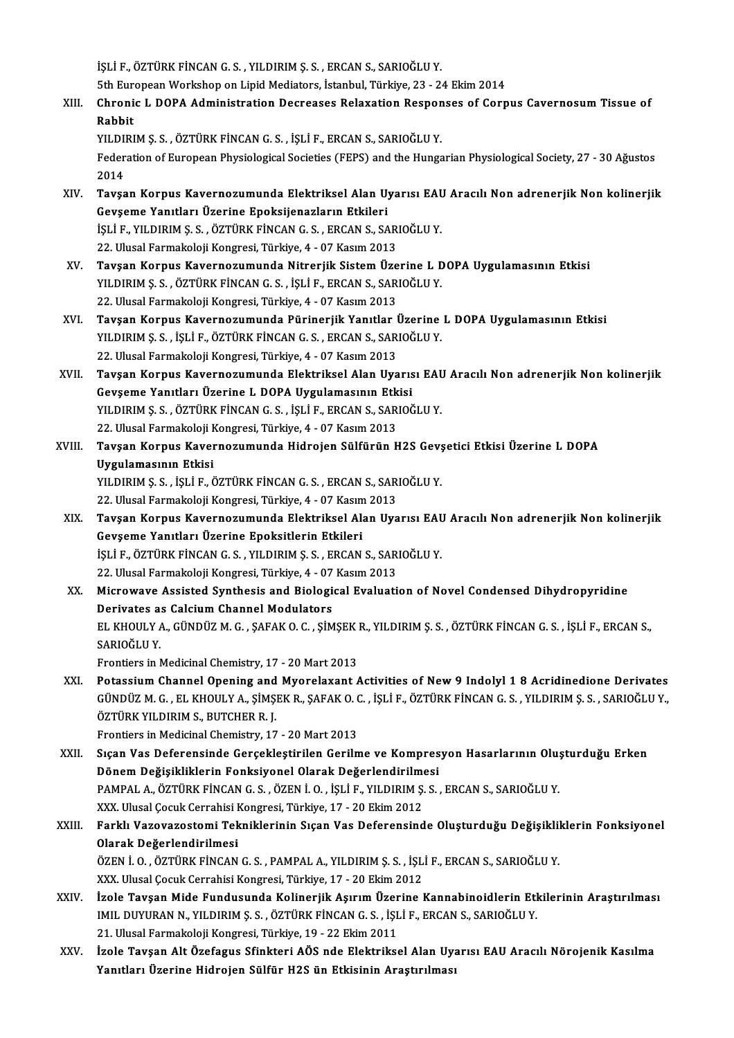İŞLİ F., ÖZTÜRK FİNCAN G. S. , YILDIRIM Ş. S. , ERCAN S., SARIOĞLU Y.
5th European Workshop on Lipid Mediators, İstanbul, Türkiye, 23 - 24 Ekim 2014

XIII. **Chronic L DOPA Administration Decreases Relaxation Responses of Corpus Cavernosum Tissue of Rabbit**
YILDIRIM Ş. S. , ÖZTÜRK FİNCAN G. S. , İŞLİ F., ERCAN S., SARIOĞLU Y.
Federation of European Physiological Societies (FEPS) and the Hungarian Physiological Society, 27 - 30 Ağustos 2014

XIV. **Tavşan Korpus Kavernozumunda Elektriksel Alan Uyarısı EAU Aracılı Non adrenerjik Non kolinerjik Gevşeme Yanıtları Üzerine Epoksijenazların Etkileri**
İŞLİ F., YILDIRIM Ş. S. , ÖZTÜRK FİNCAN G. S. , ERCAN S., SARIOĞLU Y.
22. Ulusal Farmakoloji Kongresi, Türkiye, 4 - 07 Kasım 2013

XV. **Tavşan Korpus Kavernozumunda Nitrerjik Sistem Üzerine L DOPA Uygulamasının Etkisi**
YILDIRIM Ş. S. , ÖZTÜRK FİNCAN G. S. , İŞLİ F., ERCAN S., SARIOĞLU Y.
22. Ulusal Farmakoloji Kongresi, Türkiye, 4 - 07 Kasım 2013

XVI. **Tavşan Korpus Kavernozumunda Pürinerjik Yanıtlar Üzerine L DOPA Uygulamasının Etkisi**
YILDIRIM Ş. S. , İŞLİ F., ÖZTÜRK FİNCAN G. S. , ERCAN S., SARIOĞLU Y.
22. Ulusal Farmakoloji Kongresi, Türkiye, 4 - 07 Kasım 2013

XVII. **Tavşan Korpus Kavernozumunda Elektriksel Alan Uyarısı EAU Aracılı Non adrenerjik Non kolinerjik Gevşeme Yanıtları Üzerine L DOPA Uygulamasının Etkisi**
YILDIRIM Ş. S. , ÖZTÜRK FİNCAN G. S. , İŞLİ F., ERCAN S., SARIOĞLU Y.
22. Ulusal Farmakoloji Kongresi, Türkiye, 4 - 07 Kasım 2013

XVIII. **Tavşan Korpus Kavernozumunda Hidrojen Sülfürün H2S Gevşetici Etkisi Üzerine L DOPA Uygulamasının Etkisi**
YILDIRIM Ş. S. , İŞLİ F., ÖZTÜRK FİNCAN G. S. , ERCAN S., SARIOĞLU Y.
22. Ulusal Farmakoloji Kongresi, Türkiye, 4 - 07 Kasım 2013

XIX. **Tavşan Korpus Kavernozumunda Elektriksel Alan Uyarısı EAU Aracılı Non adrenerjik Non kolinerjik Gevşeme Yanıtları Üzerine Epoksitlerin Etkileri**
İŞLİ F., ÖZTÜRK FİNCAN G. S. , YILDIRIM Ş. S. , ERCAN S., SARIOĞLU Y.
22. Ulusal Farmakoloji Kongresi, Türkiye, 4 - 07 Kasım 2013

XX. **Microwave Assisted Synthesis and Biological Evaluation of Novel Condensed Dihydropyridine Derivates as Calcium Channel Modulators**
EL KHOULY A., GÜNDÜZ M. G. , ŞAFAK O. C. , ŞİMŞEK R., YILDIRIM Ş. S. , ÖZTÜRK FİNCAN G. S. , İŞLİ F., ERCAN S., SARIOĞLU Y.
Frontiers in Medicinal Chemistry, 17 - 20 Mart 2013

XXI. **Potassium Channel Opening and Myorelaxant Activities of New 9 Indolyl 1 8 Acridinedione Derivates**
GÜNDÜZ M. G. , EL KHOULY A., ŞİMŞEK R., ŞAFAK O. C. , İŞLİ F., ÖZTÜRK FİNCAN G. S. , YILDIRIM Ş. S. , SARIOĞLU Y., ÖZTÜRK YILDIRIM S., BUTCHER R. J.
Frontiers in Medicinal Chemistry, 17 - 20 Mart 2013

XXII. **Sıçan Vas Deferensinde Gerçekleştirilen Gerilme ve Kompresyon Hasarlarının Oluşturduğu Erken Dönem Değişikliklerin Fonksiyonel Olarak Değerlendirilmesi**
PAMPAL A., ÖZTÜRK FİNCAN G. S. , ÖZEN İ. O. , İŞLİ F., YILDIRIM Ş. S. , ERCAN S., SARIOĞLU Y.
XXX. Ulusal Çocuk Cerrahisi Kongresi, Türkiye, 17 - 20 Ekim 2012

XXIII. **Farklı Vazovazostomi Tekniklerinin Sıçan Vas Deferensinde Oluşturduğu Değişikliklerin Fonksiyonel Olarak Değerlendirilmesi**
ÖZEN İ. O. , ÖZTÜRK FİNCAN G. S. , PAMPAL A., YILDIRIM Ş. S. , İŞLİ F., ERCAN S., SARIOĞLU Y.
XXX. Ulusal Çocuk Cerrahisi Kongresi, Türkiye, 17 - 20 Ekim 2012

XXIV. **İzole Tavşan Mide Fundusunda Kolinerjik Aşırım Üzerine Kannabinoidlerin Etkilerinin Araştırılması**
IMIL DUYURAN N., YILDIRIM Ş. S. , ÖZTÜRK FİNCAN G. S. , İŞLİ F., ERCAN S., SARIOĞLU Y.
21. Ulusal Farmakoloji Kongresi, Türkiye, 19 - 22 Ekim 2011

XXV. **İzole Tavşan Alt Özefagus Sfinkteri AÖS nde Elektriksel Alan Uyarısı EAU Aracılı Nörojenik Kasılma Yanıtları Üzerine Hidrojen Sülfür H2S ün Etkisinin Araştırılması**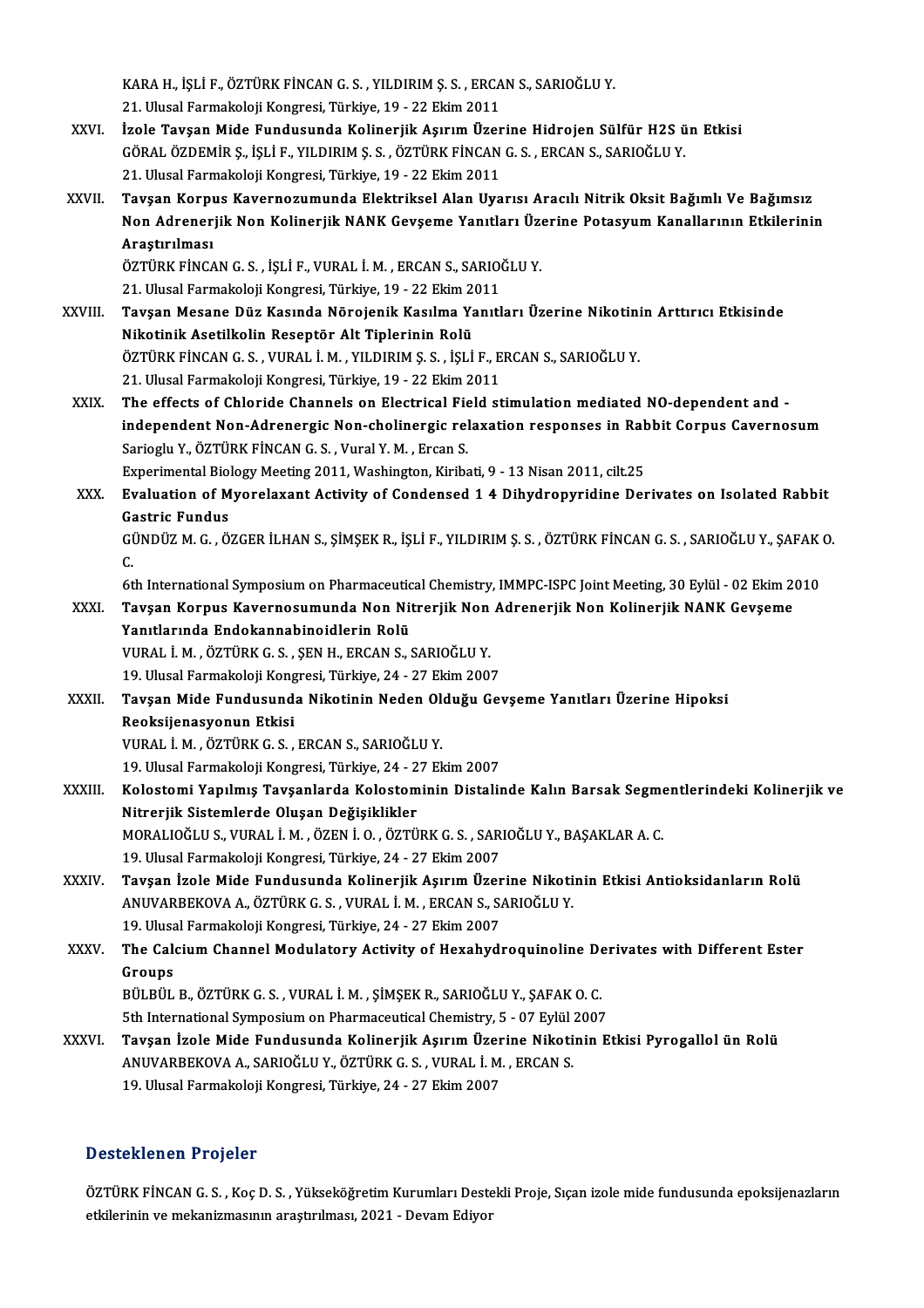KARA H., İŞLİ F., ÖZTÜRK FİNCAN G. S. , YILDIRIM Ş. S. , ERCAN S., SARIOĞLU Y.
21. Ulusal Farmakoloji Kongresi, Türkiye, 19 - 22 Ekim 2011

XXVI. **İzole Tavşan Mide Fundusunda Kolinerjik Aşırım Üzerine Hidrojen Sülfür H2S ün Etkisi**
GÖRAL ÖZDEMİR Ş., İŞLİ F., YILDIRIM Ş. S. , ÖZTÜRK FİNCAN G. S. , ERCAN S., SARIOĞLU Y.
21. Ulusal Farmakoloji Kongresi, Türkiye, 19 - 22 Ekim 2011

XXVII. **Tavşan Korpus Kavernozumunda Elektriksel Alan Uyarısı Aracılı Nitrik Oksit Bağımlı Ve Bağımsız Non Adrenerjik Non Kolinerjik NANK Gevşeme Yanıtları Üzerine Potasyum Kanallarının Etkilerinin Araştırılması**
ÖZTÜRK FİNCAN G. S. , İŞLİ F., VURAL İ. M. , ERCAN S., SARIOĞLU Y.
21. Ulusal Farmakoloji Kongresi, Türkiye, 19 - 22 Ekim 2011

XXVIII. **Tavşan Mesane Düz Kasında Nörojenik Kasılma Yanıtları Üzerine Nikotinin Arttırıcı Etkisinde Nikotinik Asetilkolin Reseptör Alt Tiplerinin Rolü**
ÖZTÜRK FİNCAN G. S. , VURAL İ. M. , YILDIRIM Ş. S. , İŞLİ F., ERCAN S., SARIOĞLU Y.
21. Ulusal Farmakoloji Kongresi, Türkiye, 19 - 22 Ekim 2011

XXIX. **The effects of Chloride Channels on Electrical Field stimulation mediated NO-dependent and - independent Non-Adrenergic Non-cholinergic relaxation responses in Rabbit Corpus Cavernosum**
Sarioglu Y., ÖZTÜRK FİNCAN G. S. , Vural Y. M. , Ercan S.
Experimental Biology Meeting 2011, Washington, Kiribati, 9 - 13 Nisan 2011, cilt.25

XXX. **Evaluation of Myorelaxant Activity of Condensed 1 4 Dihydropyridine Derivates on Isolated Rabbit Gastric Fundus**
GÜNDÜZ M. G. , ÖZGER İLHAN S., ŞİMŞEK R., İŞLİ F., YILDIRIM Ş. S. , ÖZTÜRK FİNCAN G. S. , SARIOĞLU Y., ŞAFAK O. C.
6th International Symposium on Pharmaceutical Chemistry, IMMPC-ISPC Joint Meeting, 30 Eylül - 02 Ekim 2010

XXXI. **Tavşan Korpus Kavernosumunda Non Nitrerjik Non Adrenerjik Non Kolinerjik NANK Gevşeme Yanıtlarında Endokannabinoidlerin Rolü**
VURAL İ. M. , ÖZTÜRK G. S. , ŞEN H., ERCAN S., SARIOĞLU Y.
19. Ulusal Farmakoloji Kongresi, Türkiye, 24 - 27 Ekim 2007

XXXII. **Tavşan Mide Fundusunda Nikotinin Neden Olduğu Gevşeme Yanıtları Üzerine Hipoksi Reoksijenasyonun Etkisi**
VURAL İ. M. , ÖZTÜRK G. S. , ERCAN S., SARIOĞLU Y.
19. Ulusal Farmakoloji Kongresi, Türkiye, 24 - 27 Ekim 2007

XXXIII. **Kolostomi Yapılmış Tavşanlarda Kolostominin Distalinde Kalın Barsak Segmentlerindeki Kolinerjik ve Nitrerjik Sistemlerde Oluşan Değişiklikler**
MORALIOĞLU S., VURAL İ. M. , ÖZEN İ. O. , ÖZTÜRK G. S. , SARIOĞLU Y., BAŞAKLAR A. C.
19. Ulusal Farmakoloji Kongresi, Türkiye, 24 - 27 Ekim 2007

XXXIV. **Tavşan İzole Mide Fundusunda Kolinerjik Aşırım Üzerine Nikotinin Etkisi Antioksidanların Rolü**
ANUVARBEKOVA A., ÖZTÜRK G. S. , VURAL İ. M. , ERCAN S., SARIOĞLU Y.
19. Ulusal Farmakoloji Kongresi, Türkiye, 24 - 27 Ekim 2007

XXXV. **The Calcium Channel Modulatory Activity of Hexahydroquinoline Derivates with Different Ester Groups**
BÜLBÜL B., ÖZTÜRK G. S. , VURAL İ. M. , ŞİMŞEK R., SARIOĞLU Y., ŞAFAK O. C.
5th International Symposium on Pharmaceutical Chemistry, 5 - 07 Eylül 2007

XXXVI. **Tavşan İzole Mide Fundusunda Kolinerjik Aşırım Üzerine Nikotinin Etkisi Pyrogallol ün Rolü**
ANUVARBEKOVA A., SARIOĞLU Y., ÖZTÜRK G. S. , VURAL İ. M. , ERCAN S.
19. Ulusal Farmakoloji Kongresi, Türkiye, 24 - 27 Ekim 2007

## Desteklenen Projeler

ÖZTÜRK FİNCAN G. S. , Koç D. S. , Yükseköğretim Kurumları Destekli Proje, Sıçan izole mide fundusunda epoksijenazların etkilerinin ve mekanizmasının araştırılması, 2021 - Devam Ediyor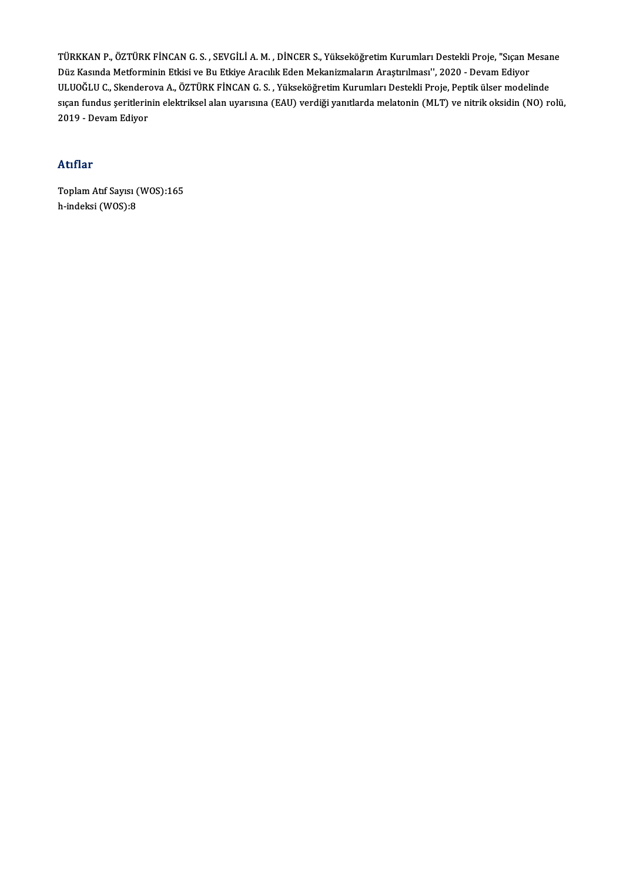TÜRKKAN P., ÖZTÜRK FİNCAN G. S. , SEVGİLİ A. M. , DİNCER S., Yükseköğretim Kurumları Destekli Proje, "Sıçan Mesane Düz Kasında Metforminin Etkisi ve Bu Etkiye Aracılık Eden Mekanizmaların Araştırılması'', 2020 - Devam Ediyor

ULUOĞLU C., Skenderova A., ÖZTÜRK FİNCAN G. S. , Yükseköğretim Kurumları Destekli Proje, Peptik ülser modelinde sıçan fundus şeritlerinin elektriksel alan uyarısına (EAU) verdiği yanıtlarda melatonin (MLT) ve nitrik oksidin (NO) rolü, 2019 - Devam Ediyor

## Atıflar

Toplam Atıf Sayısı (WOS):165
h-indeksi (WOS):8